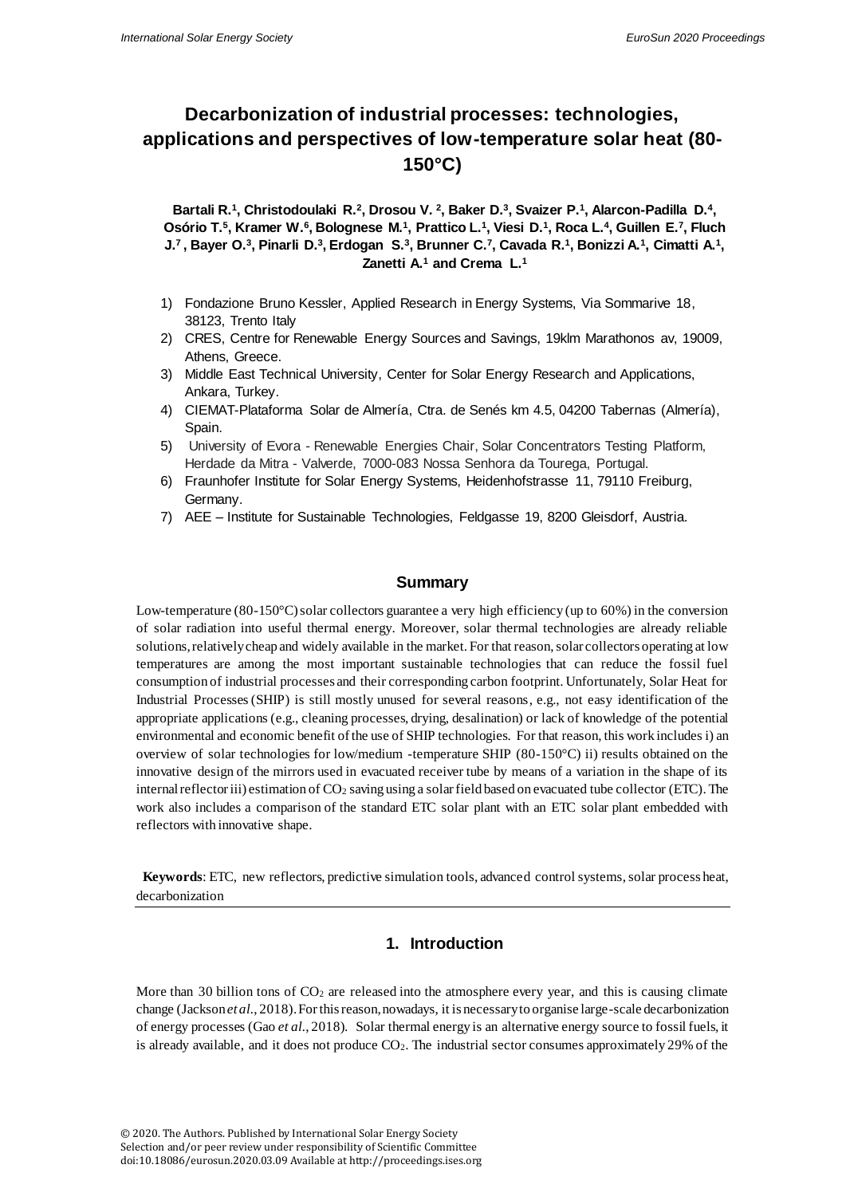# Decarbonization of industrial processes: technologies, applications and perspectives of low-temperature solar heat (80-150°C)

**Bartali R.[1], Christodoulaki R.[2], Drosou V. [2], Baker D.[3], Svaizer P.[1], Alarcon-Padilla D.[4], Osório T.[5], Kramer W.[6], Bolognese M.[1], Prattico L.[1], Viesi D.[1], Roca L.[4], Guillen E.[7], Fluch J.[7], Bayer O.[3], Pinarli D.[3], Erdogan S.[3], Brunner C.[7], Cavada R.[1], Bonizzi A.[1], Cimatti A.[1], Zanetti A.[1] and Crema L.[1]**

1) Fondazione Bruno Kessler, Applied Research in Energy Systems, Via Sommarive 18, 38123, Trento Italy
2) CRES, Centre for Renewable Energy Sources and Savings, 19klm Marathonos av, 19009, Athens, Greece.
3) Middle East Technical University, Center for Solar Energy Research and Applications, Ankara, Turkey.
4) CIEMAT-Plataforma Solar de Almería, Ctra. de Senés km 4.5, 04200 Tabernas (Almería), Spain.
5) University of Evora - Renewable Energies Chair, Solar Concentrators Testing Platform, Herdade da Mitra - Valverde, 7000-083 Nossa Senhora da Tourega, Portugal.
6) Fraunhofer Institute for Solar Energy Systems, Heidenhofstrasse 11, 79110 Freiburg, Germany.
7) AEE – Institute for Sustainable Technologies, Feldgasse 19, 8200 Gleisdorf, Austria.

## Summary

Low-temperature (80-150°C) solar collectors guarantee a very high efficiency (up to 60%) in the conversion of solar radiation into useful thermal energy. Moreover, solar thermal technologies are already reliable solutions, relatively cheap and widely available in the market. For that reason, solar collectors operating at low temperatures are among the most important sustainable technologies that can reduce the fossil fuel consumption of industrial processes and their corresponding carbon footprint. Unfortunately, Solar Heat for Industrial Processes (SHIP) is still mostly unused for several reasons, e.g., not easy identification of the appropriate applications (e.g., cleaning processes, drying, desalination) or lack of knowledge of the potential environmental and economic benefit of the use of SHIP technologies. For that reason, this work includes i) an overview of solar technologies for low/medium -temperature SHIP (80-150°C) ii) results obtained on the innovative design of the mirrors used in evacuated receiver tube by means of a variation in the shape of its internal reflector iii) estimation of $CO_2$ saving using a solar field based on evacuated tube collector (ETC). The work also includes a comparison of the standard ETC solar plant with an ETC solar plant embedded with reflectors with innovative shape.

**Keywords**: ETC, new reflectors, predictive simulation tools, advanced control systems, solar process heat, decarbonization

## 1. Introduction

More than 30 billion tons of $CO_2$ are released into the atmosphere every year, and this is causing climate change (Jackson *et al.*, 2018). For this reason, nowadays, it is necessary to organise large-scale decarbonization of energy processes (Gao *et al.*, 2018). Solar thermal energy is an alternative energy source to fossil fuels, it is already available, and it does not produce $CO_2$. The industrial sector consumes approximately 29% of the

© 2020. The Authors. Published by International Solar Energy Society
Selection and/or peer review under responsibility of Scientific Committee
doi:10.18086/eurosun.2020.03.09 Available at http://proceedings.ises.org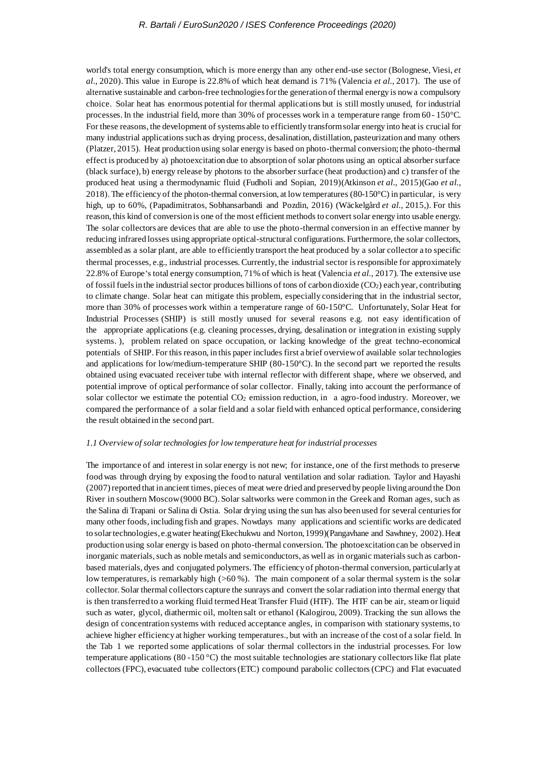world's total energy consumption, which is more energy than any other end-use sector (Bolognese, Viesi, *et al*., 2020). This value in Europe is 22.8% of which heat demand is 71% (Valencia *et al.*, 2017). The use of alternative sustainable and carbon-free technologies for the generation of thermal energy is now a compulsory choice. Solar heat has enormous potential for thermal applications but is still mostly unused, for industrial processes. In the industrial field, more than 30% of processes work in a temperature range from 60 - 150°C. For these reasons, the development of systems able to efficiently transform solar energy into heat is crucial for many industrial applications such as drying process, desalination, distillation, pasteurization and many others (Platzer, 2015). Heat production using solar energy is based on photo-thermal conversion; the photo-thermal effect is produced by a) photoexcitation due to absorption of solar photons using an optical absorber surface (black surface), b) energy release by photons to the absorber surface (heat production) and c) transfer of the produced heat using a thermodynamic fluid (Fudholi and Sopian, 2019)(Atkinson *et al*., 2015)(Gao *et al*., 2018). The efficiency of the photon-thermal conversion, at low temperatures (80-150°C) in particular, is very high, up to 60%, (Papadimitratos, Sobhansarbandi and Pozdin, 2016) (Wäckelgård *et al*., 2015,). For this reason, this kind of conversion is one of the most efficient methods to convert solar energy into usable energy. The solar collectors are devices that are able to use the photo-thermal conversion in an effective manner by reducing infrared losses using appropriate optical-structural configurations. Furthermore, the solar collectors, assembled as a solar plant, are able to efficiently transport the heat produced by a solar collector a to specific thermal processes, e.g., industrial processes. Currently, the industrial sector is responsible for approximately 22.8% of Europe's total energy consumption, 71% of which is heat (Valencia *et al*., 2017). The extensive use of fossil fuels in the industrial sector produces billions of tons of carbon dioxide ($CO_2$) each year, contributing to climate change. Solar heat can mitigate this problem, especially considering that in the industrial sector, more than 30% of processes work within a temperature range of 60-150°C. Unfortunately, Solar Heat for Industrial Processes (SHIP) is still mostly unused for several reasons e.g. not easy identification of the appropriate applications (e.g. cleaning processes, drying, desalination or integration in existing supply systems. ), problem related on space occupation, or lacking knowledge of the great techno-economical potentials of SHIP. For this reason, in this paper includes first a brief overview of available solar technologies and applications for low/medium-temperature SHIP (80-150°C). In the second part we reported the results obtained using evacuated receiver tube with internal reflector with different shape, where we observed, and potential improve of optical performance of solar collector. Finally, taking into account the performance of solar collector we estimate the potential $CO_2$ emission reduction, in a agro-food industry. Moreover, we compared the performance of a solar field and a solar field with enhanced optical performance, considering the result obtained in the second part.

*1.1 Overview of solar technologies for low temperature heat for industrial processes*

The importance of and interest in solar energy is not new; for instance, one of the first methods to preserve food was through drying by exposing the food to natural ventilation and solar radiation. Taylor and Hayashi (2007) reported that in ancient times, pieces of meat were dried and preserved by people living around the Don River in southern Moscow (9000 BC). Solar saltworks were common in the Greek and Roman ages, such as the Salina di Trapani or Salina di Ostia. Solar drying using the sun has also been used for several centuries for many other foods, including fish and grapes. Nowdays many applications and scientific works are dedicated to solar technologies, e.g water heating(Ekechukwu and Norton, 1999)(Pangavhane and Sawhney, 2002). Heat production using solar energy is based on photo-thermal conversion. The photoexcitation can be observed in inorganic materials, such as noble metals and semiconductors, as well as in organic materials such as carbon-based materials, dyes and conjugated polymers. The efficiency of photon-thermal conversion, particularly at low temperatures, is remarkably high (>60 %). The main component of a solar thermal system is the solar collector. Solar thermal collectors capture the sunrays and convert the solar radiation into thermal energy that is then transferred to a working fluid termed Heat Transfer Fluid (HTF). The HTF can be air, steam or liquid such as water, glycol, diathermic oil, molten salt or ethanol (Kalogirou, 2009). Tracking the sun allows the design of concentration systems with reduced acceptance angles, in comparison with stationary systems, to achieve higher efficiency at higher working temperatures., but with an increase of the cost of a solar field. In the Tab 1 we reported some applications of solar thermal collectors in the industrial processes. For low temperature applications (80 -150 °C) the most suitable technologies are stationary collectors like flat plate collectors (FPC), evacuated tube collectors (ETC) compound parabolic collectors (CPC) and Flat evacuated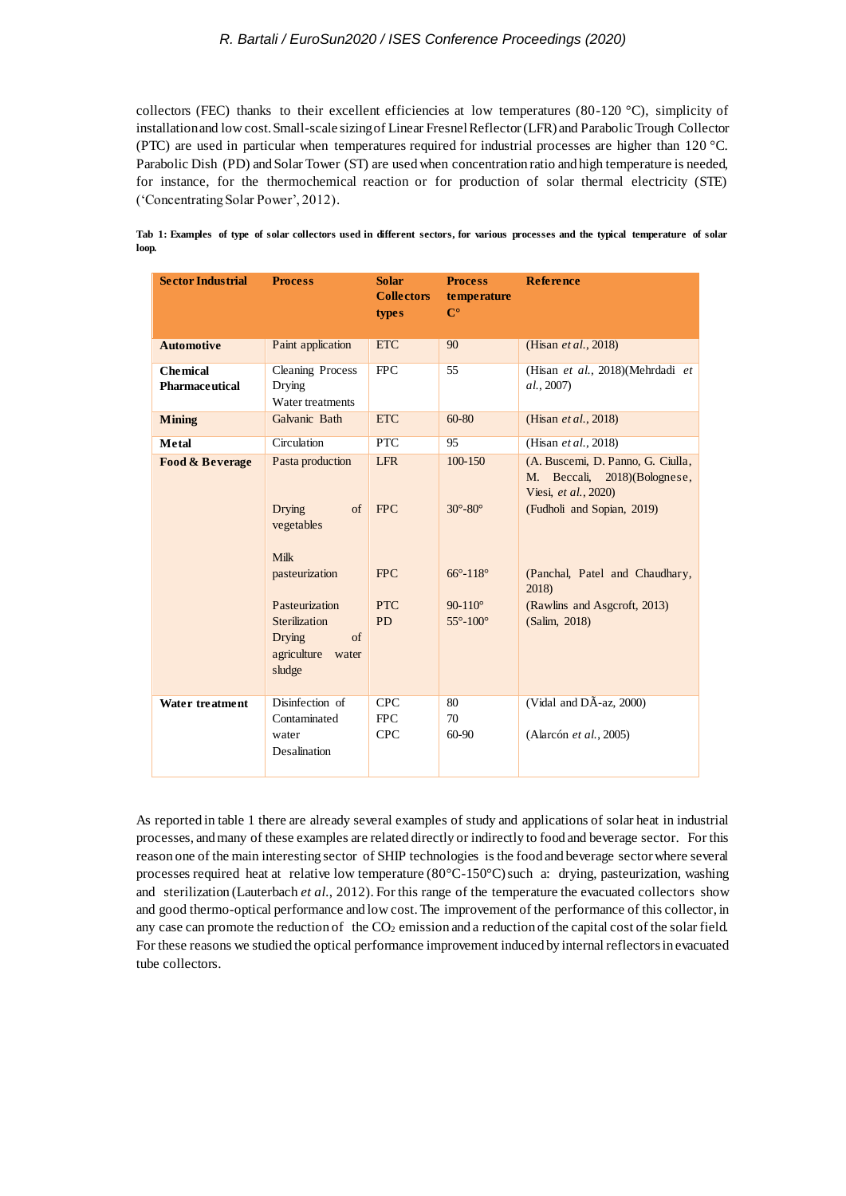collectors (FEC) thanks to their excellent efficiencies at low temperatures (80-120 °C), simplicity of installation and low cost. Small-scale sizing of Linear Fresnel Reflector (LFR) and Parabolic Trough Collector (PTC) are used in particular when temperatures required for industrial processes are higher than 120 °C. Parabolic Dish (PD) and Solar Tower (ST) are used when concentration ratio and high temperature is needed, for instance, for the thermochemical reaction or for production of solar thermal electricity (STE) ('Concentrating Solar Power', 2012).

**Tab 1: Examples of type of solar collectors used in different sectors, for various processes and the typical temperature of solar loop.**

| Sector Industrial | Process | Solar Collectors types | Process temperature C° | Reference |
|---|---|---|---|---|
| **Automotive** | Paint application | ETC | 90 | (Hisan *et al.*, 2018) |
| **Chemical Pharmaceutical** | Cleaning Process Drying Water treatments | FPC | 55 | (Hisan *et al.*, 2018)(Mehrdadi *et al.*, 2007) |
| **Mining** | Galvanic Bath | ETC | 60-80 | (Hisan *et al.*, 2018) |
| **Metal** | Circulation | PTC | 95 | (Hisan *et al.*, 2018) |
| **Food & Beverage** | Pasta production | LFR | 100-150 | (A. Buscemi, D. Panno, G. Ciulla, M. Beccali, 2018)(Bolognese, Viesi, *et al.*, 2020) |
| | Drying of vegetables | FPC | 30°-80° | (Fudholi and Sopian, 2019) |
| | Milk pasteurization | FPC | 66°-118° | (Panchal, Patel and Chaudhary, 2018) |
| | Pasteurization Sterilization | PTC | 90-110° | (Rawlins and Asgcroft, 2013) |
| | Drying of agriculture water sludge | PD | 55°-100° | (Salim, 2018) |
| **Water treatment** | Disinfection of Contaminated water | CPC FPC | 80 70 | (Vidal and DÃ-az, 2000) |
| | Desalination | CPC | 60-90 | (Alarcón *et al.*, 2005) |

As reported in table 1 there are already several examples of study and applications of solar heat in industrial processes, and many of these examples are related directly or indirectly to food and beverage sector. For this reason one of the main interesting sector of SHIP technologies is the food and beverage sector where several processes required heat at relative low temperature (80°C-150°C) such a: drying, pasteurization, washing and sterilization (Lauterbach *et al.*, 2012). For this range of the temperature the evacuated collectors show and good thermo-optical performance and low cost. The improvement of the performance of this collector, in any case can promote the reduction of the $CO_2$ emission and a reduction of the capital cost of the solar field. For these reasons we studied the optical performance improvement induced by internal reflectors in evacuated tube collectors.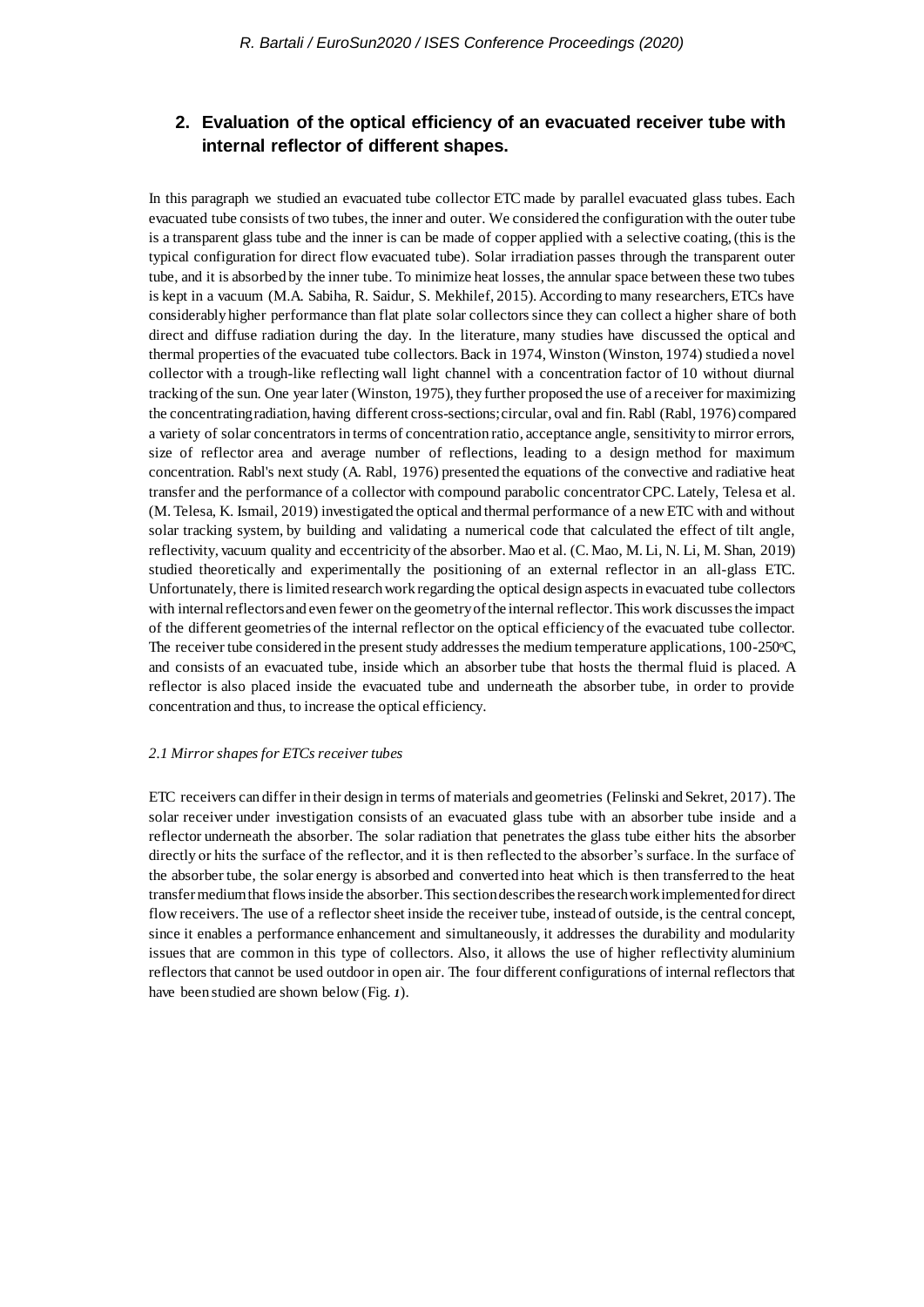## 2. Evaluation of the optical efficiency of an evacuated receiver tube with internal reflector of different shapes.

In this paragraph we studied an evacuated tube collector ETC made by parallel evacuated glass tubes. Each evacuated tube consists of two tubes, the inner and outer. We considered the configuration with the outer tube is a transparent glass tube and the inner is can be made of copper applied with a selective coating, (this is the typical configuration for direct flow evacuated tube). Solar irradiation passes through the transparent outer tube, and it is absorbed by the inner tube. To minimize heat losses, the annular space between these two tubes is kept in a vacuum (M.A. Sabiha, R. Saidur, S. Mekhilef, 2015). According to many researchers, ETCs have considerably higher performance than flat plate solar collectors since they can collect a higher share of both direct and diffuse radiation during the day. In the literature, many studies have discussed the optical and thermal properties of the evacuated tube collectors. Back in 1974, Winston (Winston, 1974) studied a novel collector with a trough-like reflecting wall light channel with a concentration factor of 10 without diurnal tracking of the sun. One year later (Winston, 1975), they further proposed the use of a receiver for maximizing the concentrating radiation, having different cross-sections; circular, oval and fin. Rabl (Rabl, 1976) compared a variety of solar concentrators in terms of concentration ratio, acceptance angle, sensitivity to mirror errors, size of reflector area and average number of reflections, leading to a design method for maximum concentration. Rabl's next study (A. Rabl, 1976) presented the equations of the convective and radiative heat transfer and the performance of a collector with compound parabolic concentrator CPC. Lately, Telesa et al. (M. Telesa, K. Ismail, 2019) investigated the optical and thermal performance of a new ETC with and without solar tracking system, by building and validating a numerical code that calculated the effect of tilt angle, reflectivity, vacuum quality and eccentricity of the absorber. Mao et al. (C. Mao, M. Li, N. Li, M. Shan, 2019) studied theoretically and experimentally the positioning of an external reflector in an all-glass ETC. Unfortunately, there is limited research work regarding the optical design aspects in evacuated tube collectors with internal reflectors and even fewer on the geometry of the internal reflector. This work discusses the impact of the different geometries of the internal reflector on the optical efficiency of the evacuated tube collector. The receiver tube considered in the present study addresses the medium temperature applications, 100-250°C, and consists of an evacuated tube, inside which an absorber tube that hosts the thermal fluid is placed. A reflector is also placed inside the evacuated tube and underneath the absorber tube, in order to provide concentration and thus, to increase the optical efficiency.

*2.1 Mirror shapes for ETCs receiver tubes*

ETC receivers can differ in their design in terms of materials and geometries (Felinski and Sekret, 2017). The solar receiver under investigation consists of an evacuated glass tube with an absorber tube inside and a reflector underneath the absorber. The solar radiation that penetrates the glass tube either hits the absorber directly or hits the surface of the reflector, and it is then reflected to the absorber's surface. In the surface of the absorber tube, the solar energy is absorbed and converted into heat which is then transferred to the heat transfer medium that flows inside the absorber. This section describes the research work implemented for direct flow receivers. The use of a reflector sheet inside the receiver tube, instead of outside, is the central concept, since it enables a performance enhancement and simultaneously, it addresses the durability and modularity issues that are common in this type of collectors. Also, it allows the use of higher reflectivity aluminium reflectors that cannot be used outdoor in open air. The four different configurations of internal reflectors that have been studied are shown below (Fig. *1*).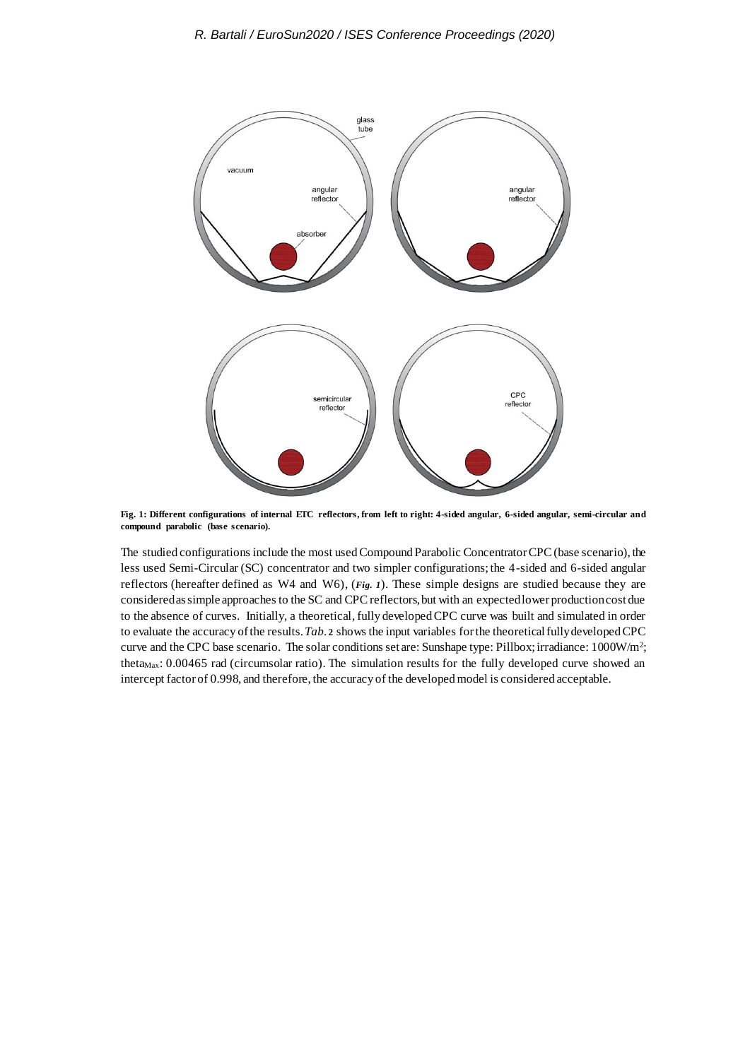glass tube

vacuum

angular reflector

absorber

angular reflector

semicircular reflector

CPC reflector

**Fig. 1: Different configurations of internal ETC reflectors, from left to right: 4-sided angular, 6-sided angular, semi-circular and compound parabolic (base scenario).**

The studied configurations include the most used Compound Parabolic Concentrator CPC (base scenario), the less used Semi-Circular (SC) concentrator and two simpler configurations; the 4-sided and 6-sided angular reflectors (hereafter defined as W4 and W6), (*Fig. 1*). These simple designs are studied because they are considered as simple approaches to the SC and CPC reflectors, but with an expected lower production cost due to the absence of curves. Initially, a theoretical, fully developed CPC curve was built and simulated in order to evaluate the accuracy of the results. *Tab. 2* shows the input variables for the theoretical fully developed CPC curve and the CPC base scenario. The solar conditions set are: Sunshape type: Pillbox; irradiance: 1000W/m$^2$; $theta_{Max}$: 0.00465 rad (circumsolar ratio). The simulation results for the fully developed curve showed an intercept factor of 0.998, and therefore, the accuracy of the developed model is considered acceptable.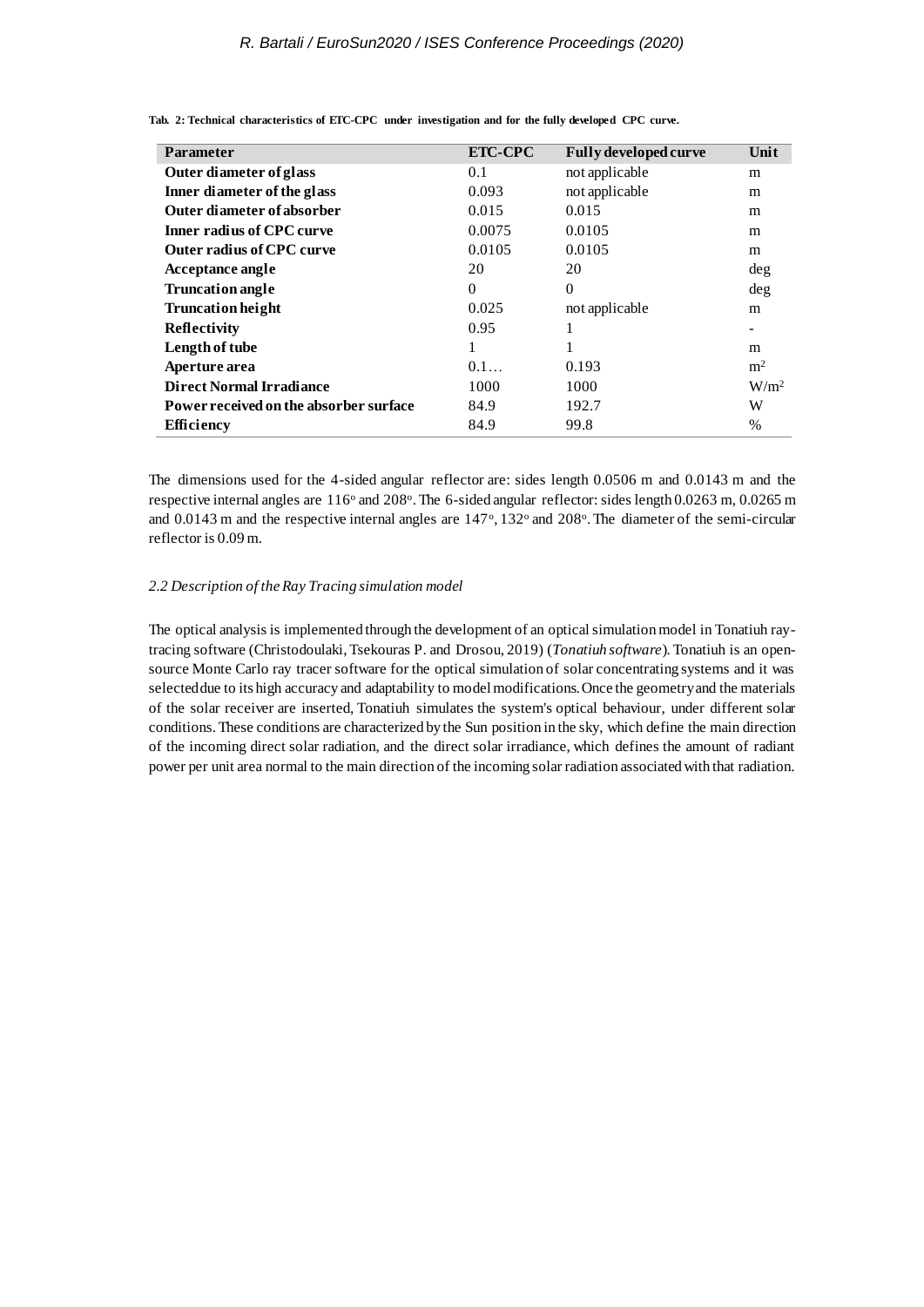**Tab. 2: Technical characteristics of ETC-CPC under investigation and for the fully developed CPC curve.**

| Parameter | ETC-CPC | Fully developed curve | Unit |
|---|---|---|---|
| **Outer diameter of glass** | 0.1 | not applicable | m |
| **Inner diameter of the glass** | 0.093 | not applicable | m |
| **Outer diameter of absorber** | 0.015 | 0.015 | m |
| **Inner radius of CPC curve** | 0.0075 | 0.0105 | m |
| **Outer radius of CPC curve** | 0.0105 | 0.0105 | m |
| **Acceptance angle** | 20 | 20 | deg |
| **Truncation angle** | 0 | 0 | deg |
| **Truncation height** | 0.025 | not applicable | m |
| **Reflectivity** | 0.95 | 1 | - |
| **Length of tube** | 1 | 1 | m |
| **Aperture area** | 0.1… | 0.193 | $m^2$ |
| **Direct Normal Irradiance** | 1000 | 1000 | $W/m^2$ |
| **Power received on the absorber surface** | 84.9 | 192.7 | W |
| **Efficiency** | 84.9 | 99.8 | % |

The dimensions used for the 4-sided angular reflector are: sides length 0.0506 m and 0.0143 m and the respective internal angles are 116° and 208°. The 6-sided angular reflector: sides length 0.0263 m, 0.0265 m and 0.0143 m and the respective internal angles are 147°, 132° and 208°. The diameter of the semi-circular reflector is 0.09 m.

### *2.2 Description of the Ray Tracing simulation model*

The optical analysis is implemented through the development of an optical simulation model in Tonatiuh ray-tracing software (Christodoulaki, Tsekouras P. and Drosou, 2019) (*Tonatiuh software*). Tonatiuh is an open-source Monte Carlo ray tracer software for the optical simulation of solar concentrating systems and it was selected due to its high accuracy and adaptability to model modifications. Once the geometry and the materials of the solar receiver are inserted, Tonatiuh simulates the system's optical behaviour, under different solar conditions. These conditions are characterized by the Sun position in the sky, which define the main direction of the incoming direct solar radiation, and the direct solar irradiance, which defines the amount of radiant power per unit area normal to the main direction of the incoming solar radiation associated with that radiation.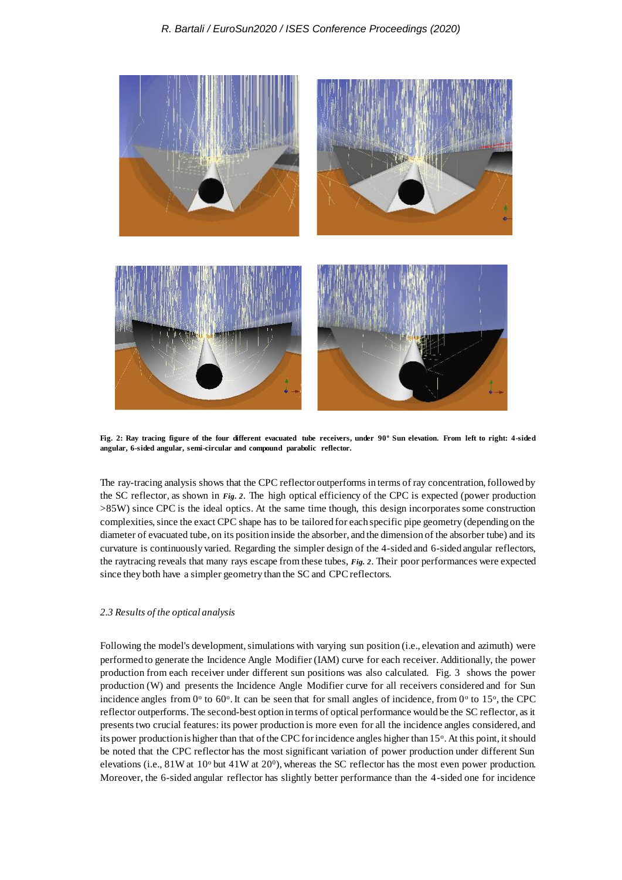**Fig. 2: Ray tracing figure of the four different evacuated tube receivers, under 90° Sun elevation. From left to right: 4-sided angular, 6-sided angular, semi-circular and compound parabolic reflector.**

The ray-tracing analysis shows that the CPC reflector outperforms in terms of ray concentration, followed by the SC reflector, as shown in ***Fig. 2***. The high optical efficiency of the CPC is expected (power production >85W) since CPC is the ideal optics. At the same time though, this design incorporates some construction complexities, since the exact CPC shape has to be tailored for each specific pipe geometry (depending on the diameter of evacuated tube, on its position inside the absorber, and the dimension of the absorber tube) and its curvature is continuously varied. Regarding the simpler design of the 4-sided and 6-sided angular reflectors, the raytracing reveals that many rays escape from these tubes, ***Fig. 2***. Their poor performances were expected since they both have a simpler geometry than the SC and CPC reflectors.

### *2.3 Results of the optical analysis*

Following the model's development, simulations with varying sun position (i.e., elevation and azimuth) were performed to generate the Incidence Angle Modifier (IAM) curve for each receiver. Additionally, the power production from each receiver under different sun positions was also calculated. Fig. 3 shows the power production (W) and presents the Incidence Angle Modifier curve for all receivers considered and for Sun incidence angles from 0° to 60°. It can be seen that for small angles of incidence, from 0° to 15°, the CPC reflector outperforms. The second-best option in terms of optical performance would be the SC reflector, as it presents two crucial features: its power production is more even for all the incidence angles considered, and its power production is higher than that of the CPC for incidence angles higher than 15°. At this point, it should be noted that the CPC reflector has the most significant variation of power production under different Sun elevations (i.e., 81W at 10° but 41W at 20°), whereas the SC reflector has the most even power production. Moreover, the 6-sided angular reflector has slightly better performance than the 4-sided one for incidence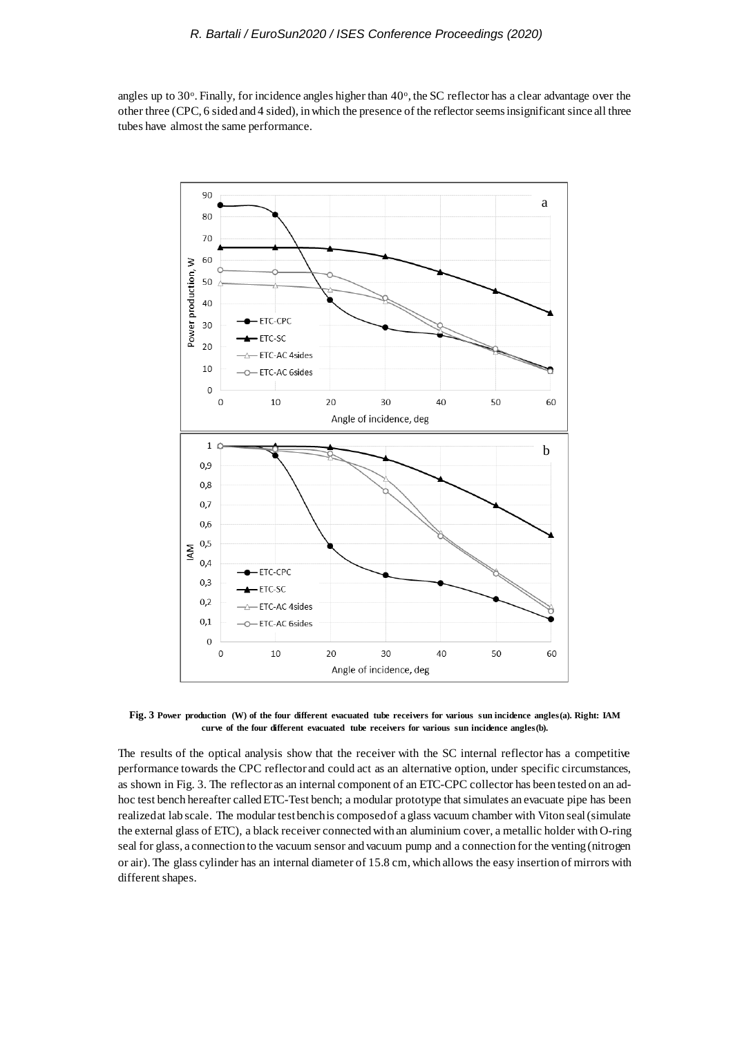angles up to 30°. Finally, for incidence angles higher than 40°, the SC reflector has a clear advantage over the other three (CPC, 6 sided and 4 sided), in which the presence of the reflector seems insignificant since all three tubes have almost the same performance.

a

90
80
70
60
50
40
30
20
10
0

Power production, W

0 10 20 30 40 50 60

Angle of incidence, deg

ETC-CPC
ETC-SC
ETC-AC 4sides
ETC-AC 6sides

b

1
0,9
0,8
0,7
0,6
0,5
0,4
0,3
0,2
0,1
0

IAM

0 10 20 30 40 50 60

Angle of incidence, deg

ETC-CPC
ETC-SC
ETC-AC 4sides
ETC-AC 6sides

**Fig. 3 Power production (W) of the four different evacuated tube receivers for various sun incidence angles (a). Right: IAM curve of the four different evacuated tube receivers for various sun incidence angles (b).**

The results of the optical analysis show that the receiver with the SC internal reflector has a competitive performance towards the CPC reflector and could act as an alternative option, under specific circumstances, as shown in Fig. 3. The reflector as an internal component of an ETC-CPC collector has been tested on an ad-hoc test bench hereafter called ETC-Test bench; a modular prototype that simulates an evacuate pipe has been realized at lab scale. The modular test bench is composed of a glass vacuum chamber with Viton seal (simulate the external glass of ETC), a black receiver connected with an aluminium cover, a metallic holder with O-ring seal for glass, a connection to the vacuum sensor and vacuum pump and a connection for the venting (nitrogen or air). The glass cylinder has an internal diameter of 15.8 cm, which allows the easy insertion of mirrors with different shapes.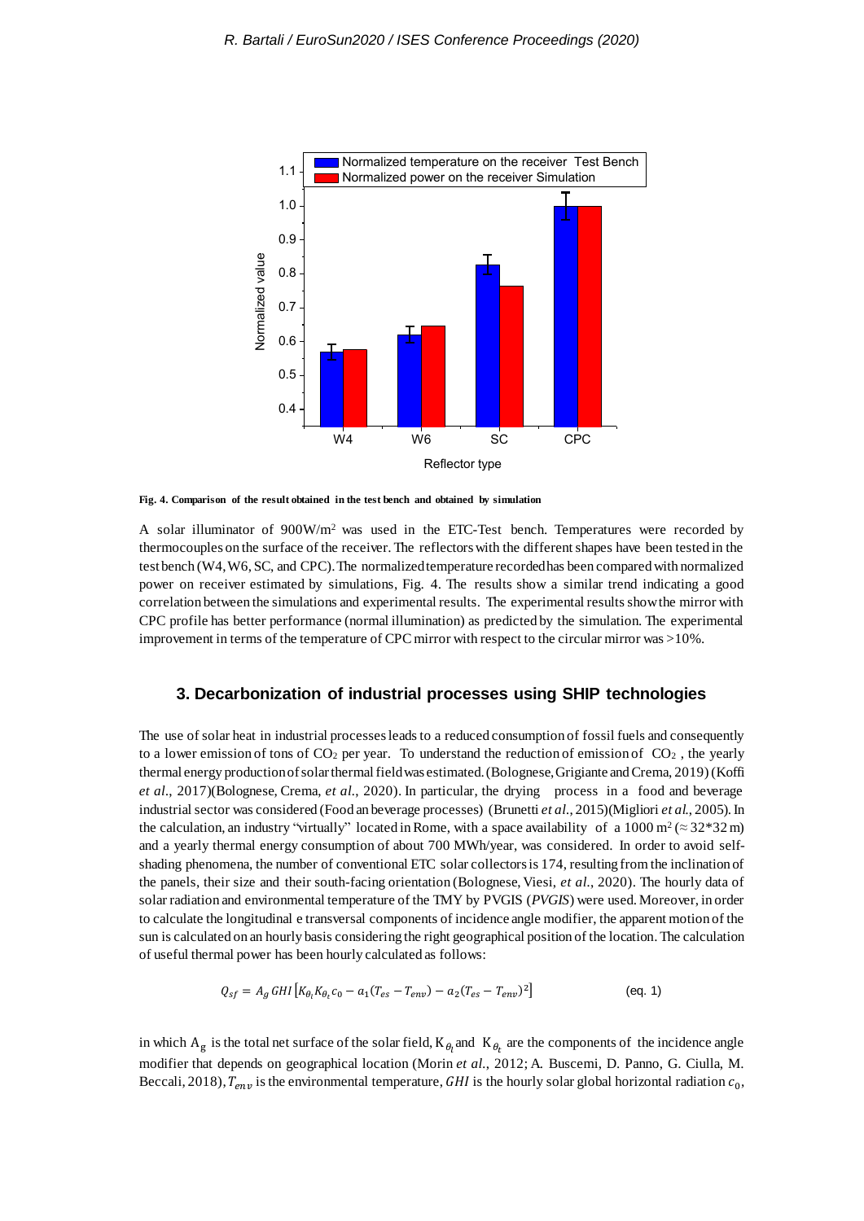Normalized temperature on the receiver Test Bench
Normalized power on the receiver Simulation

Normalized value

1.1
1.0
0.9
0.8
0.7
0.6
0.5
0.4

W4
W6
SC
CPC

Reflector type

**Fig. 4. Comparison of the result obtained in the test bench and obtained by simulation**

A solar illuminator of 900W/m$^2$ was used in the ETC-Test bench. Temperatures were recorded by thermocouples on the surface of the receiver. The reflectors with the different shapes have been tested in the test bench (W4, W6, SC, and CPC). The normalized temperature recorded has been compared with normalized power on receiver estimated by simulations, Fig. 4. The results show a similar trend indicating a good correlation between the simulations and experimental results. The experimental results show the mirror with CPC profile has better performance (normal illumination) as predicted by the simulation. The experimental improvement in terms of the temperature of CPC mirror with respect to the circular mirror was >10%.

## 3. Decarbonization of industrial processes using SHIP technologies

The use of solar heat in industrial processes leads to a reduced consumption of fossil fuels and consequently to a lower emission of tons of $CO_2$ per year. To understand the reduction of emission of $CO_2$ , the yearly thermal energy production of solar thermal field was estimated. (Bolognese, Grigiante and Crema, 2019) (Koffi *et al.*, 2017)(Bolognese, Crema, *et al.*, 2020). In particular, the drying process in a food and beverage industrial sector was considered (Food an beverage processes) (Brunetti *et al.*, 2015)(Migliori *et al.*, 2005). In the calculation, an industry "virtually" located in Rome, with a space availability of a 1000 m$^2$ (≈ 32*32 m) and a yearly thermal energy consumption of about 700 MWh/year, was considered. In order to avoid self-shading phenomena, the number of conventional ETC solar collectors is 174, resulting from the inclination of the panels, their size and their south-facing orientation (Bolognese, Viesi, *et al.*, 2020). The hourly data of solar radiation and environmental temperature of the TMY by PVGIS (*PVGIS*) were used. Moreover, in order to calculate the longitudinal e transversal components of incidence angle modifier, the apparent motion of the sun is calculated on an hourly basis considering the right geographical position of the location. The calculation of useful thermal power has been hourly calculated as follows:

$$Q_{sf} = A_g\, GHI \left[K_{\theta_l} K_{\theta_t} c_0 - a_1(T_{es} - T_{env}) - a_2(T_{es} - T_{env})^2\right] \qquad \text{(eq. 1)}$$

in which $A_g$ is the total net surface of the solar field, $K_{\theta_l}$ and $K_{\theta_t}$ are the components of the incidence angle modifier that depends on geographical location (Morin *et al.*, 2012; A. Buscemi, D. Panno, G. Ciulla, M. Beccali, 2018), $T_{env}$ is the environmental temperature, $GHI$ is the hourly solar global horizontal radiation $c_0$,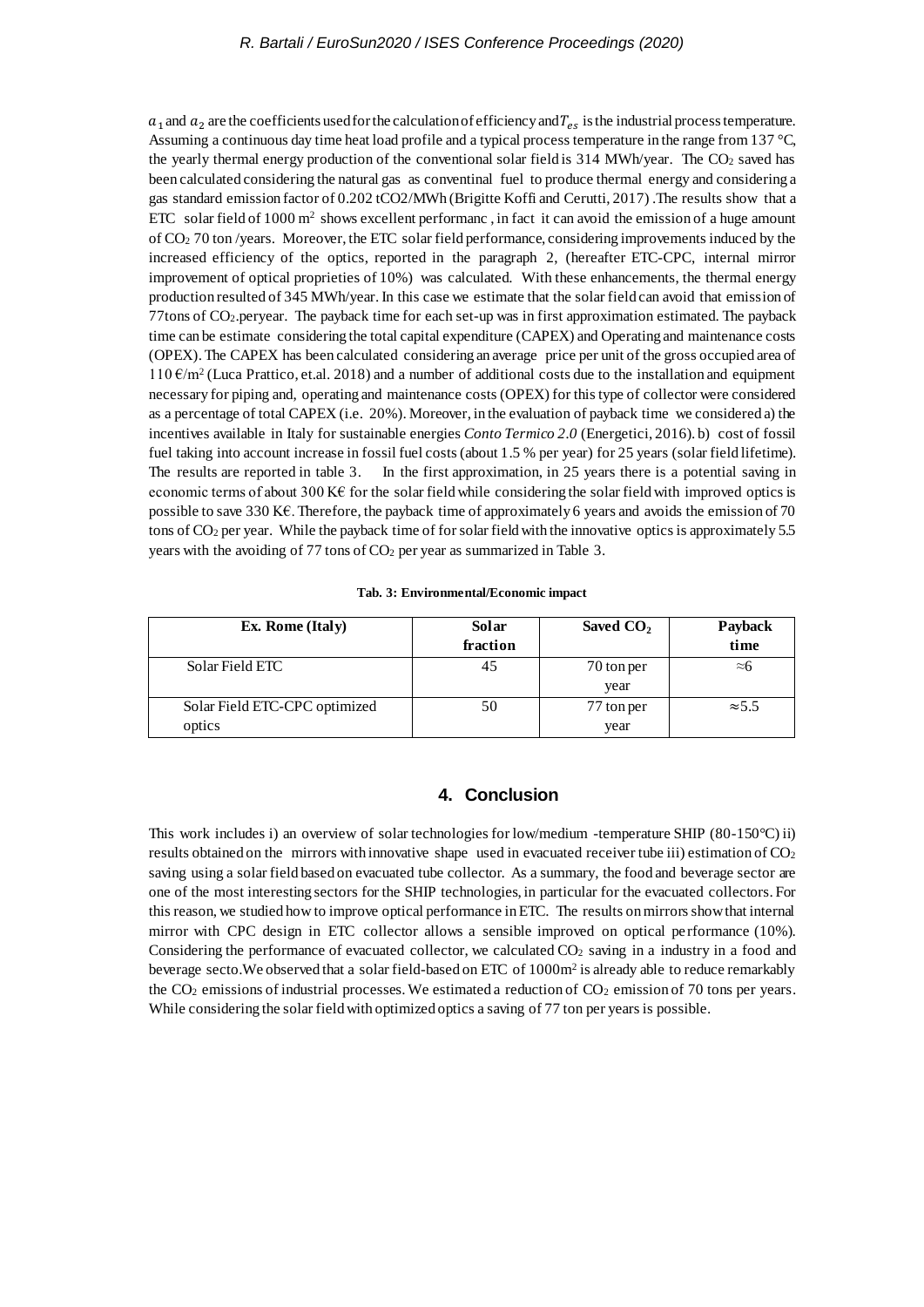$a_1$ and $a_2$ are the coefficients used for the calculation of efficiency and $T_{es}$ is the industrial process temperature. Assuming a continuous day time heat load profile and a typical process temperature in the range from 137 °C, the yearly thermal energy production of the conventional solar field is 314 MWh/year. The $CO_2$ saved has been calculated considering the natural gas as conventinal fuel to produce thermal energy and considering a gas standard emission factor of 0.202 tCO2/MWh (Brigitte Koffi and Cerutti, 2017) .The results show that a ETC solar field of 1000 m$^2$ shows excellent performanc , in fact it can avoid the emission of a huge amount of $CO_2$ 70 ton /years. Moreover, the ETC solar field performance, considering improvements induced by the increased efficiency of the optics, reported in the paragraph 2, (hereafter ETC-CPC, internal mirror improvement of optical proprieties of 10%) was calculated. With these enhancements, the thermal energy production resulted of 345 MWh/year. In this case we estimate that the solar field can avoid that emission of 77tons of $CO_2$.peryear. The payback time for each set-up was in first approximation estimated. The payback time can be estimate considering the total capital expenditure (CAPEX) and Operating and maintenance costs (OPEX). The CAPEX has been calculated considering an average price per unit of the gross occupied area of 110 €/m$^2$ (Luca Prattico, et.al. 2018) and a number of additional costs due to the installation and equipment necessary for piping and, operating and maintenance costs (OPEX) for this type of collector were considered as a percentage of total CAPEX (i.e. 20%). Moreover, in the evaluation of payback time we considered a) the incentives available in Italy for sustainable energies *Conto Termico 2.0* (Energetici, 2016). b) cost of fossil fuel taking into account increase in fossil fuel costs (about 1.5 % per year) for 25 years (solar field lifetime). The results are reported in table 3. In the first approximation, in 25 years there is a potential saving in economic terms of about 300 K€ for the solar field while considering the solar field with improved optics is possible to save 330 K€. Therefore, the payback time of approximately 6 years and avoids the emission of 70 tons of $CO_2$ per year. While the payback time of for solar field with the innovative optics is approximately 5.5 years with the avoiding of 77 tons of $CO_2$ per year as summarized in Table 3.

**Tab. 3: Environmental/Economic impact**

| Ex. Rome (Italy) | Solar fraction | Saved $CO_2$ | Payback time |
|---|---|---|---|
| Solar Field ETC | 45 | 70 ton per year | ≈6 |
| Solar Field ETC-CPC optimized optics | 50 | 77 ton per year | ≈5.5 |

## 4. Conclusion

This work includes i) an overview of solar technologies for low/medium -temperature SHIP (80-150°C) ii) results obtained on the mirrors with innovative shape used in evacuated receiver tube iii) estimation of $CO_2$ saving using a solar field based on evacuated tube collector. As a summary, the food and beverage sector are one of the most interesting sectors for the SHIP technologies, in particular for the evacuated collectors. For this reason, we studied how to improve optical performance in ETC. The results on mirrors show that internal mirror with CPC design in ETC collector allows a sensible improved on optical performance (10%). Considering the performance of evacuated collector, we calculated $CO_2$ saving in a industry in a food and beverage secto.We observed that a solar field-based on ETC of 1000m$^2$ is already able to reduce remarkably the $CO_2$ emissions of industrial processes. We estimated a reduction of $CO_2$ emission of 70 tons per years. While considering the solar field with optimized optics a saving of 77 ton per years is possible.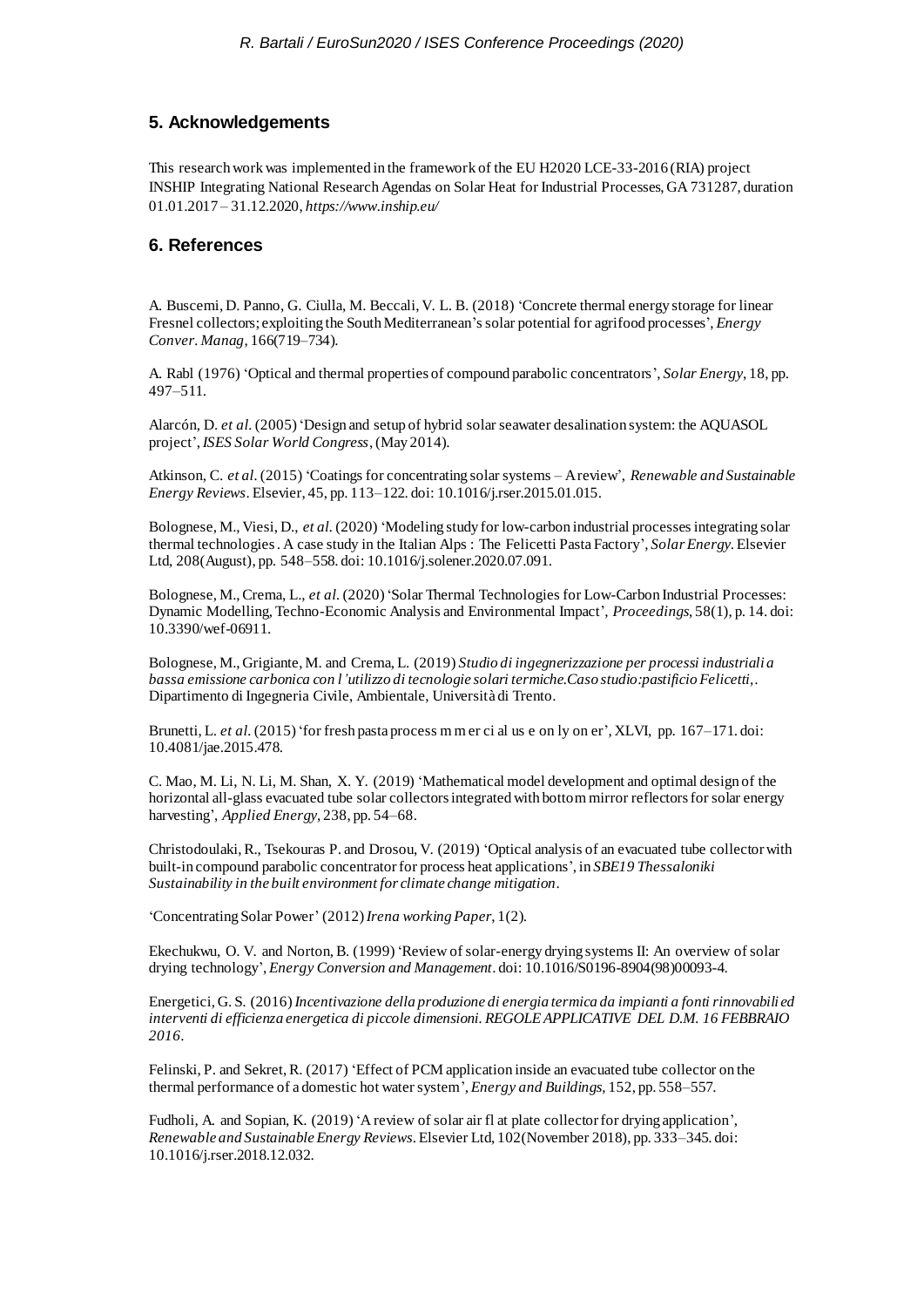## 5. Acknowledgements

This research work was implemented in the framework of the EU H2020 LCE-33-2016 (RIA) project INSHIP Integrating National Research Agendas on Solar Heat for Industrial Processes, GA 731287, duration 01.01.2017 – 31.12.2020, *https://www.inship.eu/*

## 6. References

A. Buscemi, D. Panno, G. Ciulla, M. Beccali, V. L. B. (2018) 'Concrete thermal energy storage for linear Fresnel collectors; exploiting the South Mediterranean's solar potential for agrifood processes', *Energy Conver. Manag*, 166(719–734).

A. Rabl (1976) 'Optical and thermal properties of compound parabolic concentrators', *Solar Energy*, 18, pp. 497–511.

Alarcón, D. *et al.* (2005) 'Design and setup of hybrid solar seawater desalination system: the AQUASOL project', *ISES Solar World Congress*, (May 2014).

Atkinson, C. *et al.* (2015) 'Coatings for concentrating solar systems – A review', *Renewable and Sustainable Energy Reviews*. Elsevier, 45, pp. 113–122. doi: 10.1016/j.rser.2015.01.015.

Bolognese, M., Viesi, D., *et al.* (2020) 'Modeling study for low-carbon industrial processes integrating solar thermal technologies. A case study in the Italian Alps : The Felicetti Pasta Factory', *Solar Energy*. Elsevier Ltd, 208(August), pp. 548–558. doi: 10.1016/j.solener.2020.07.091.

Bolognese, M., Crema, L., *et al.* (2020) 'Solar Thermal Technologies for Low-Carbon Industrial Processes: Dynamic Modelling, Techno-Economic Analysis and Environmental Impact', *Proceedings*, 58(1), p. 14. doi: 10.3390/wef-06911.

Bolognese, M., Grigiante, M. and Crema, L. (2019) *Studio di ingegnerizzazione per processi industriali a bassa emissione carbonica con l'utilizzo di tecnologie solari termiche.Caso studio:pastificio Felicetti,*. Dipartimento di Ingegneria Civile, Ambientale, Università di Trento.

Brunetti, L. *et al.* (2015) 'for fresh pasta process m m er ci al us e on ly on er', XLVI, pp. 167–171. doi: 10.4081/jae.2015.478.

C. Mao, M. Li, N. Li, M. Shan, X. Y. (2019) 'Mathematical model development and optimal design of the horizontal all-glass evacuated tube solar collectors integrated with bottom mirror reflectors for solar energy harvesting', *Applied Energy*, 238, pp. 54–68.

Christodoulaki, R., Tsekouras P. and Drosou, V. (2019) 'Optical analysis of an evacuated tube collector with built-in compound parabolic concentrator for process heat applications', in *SBE19 Thessaloniki Sustainability in the built environment for climate change mitigation*.

'Concentrating Solar Power' (2012) *Irena working Paper*, 1(2).

Ekechukwu, O. V. and Norton, B. (1999) 'Review of solar-energy drying systems II: An overview of solar drying technology', *Energy Conversion and Management*. doi: 10.1016/S0196-8904(98)00093-4.

Energetici, G. S. (2016) *Incentivazione della produzione di energia termica da impianti a fonti rinnovabili ed interventi di efficienza energetica di piccole dimensioni. REGOLE APPLICATIVE DEL D.M. 16 FEBBRAIO 2016*.

Felinski, P. and Sekret, R. (2017) 'Effect of PCM application inside an evacuated tube collector on the thermal performance of a domestic hot water system', *Energy and Buildings*, 152, pp. 558–557.

Fudholi, A. and Sopian, K. (2019) 'A review of solar air fl at plate collector for drying application', *Renewable and Sustainable Energy Reviews*. Elsevier Ltd, 102(November 2018), pp. 333–345. doi: 10.1016/j.rser.2018.12.032.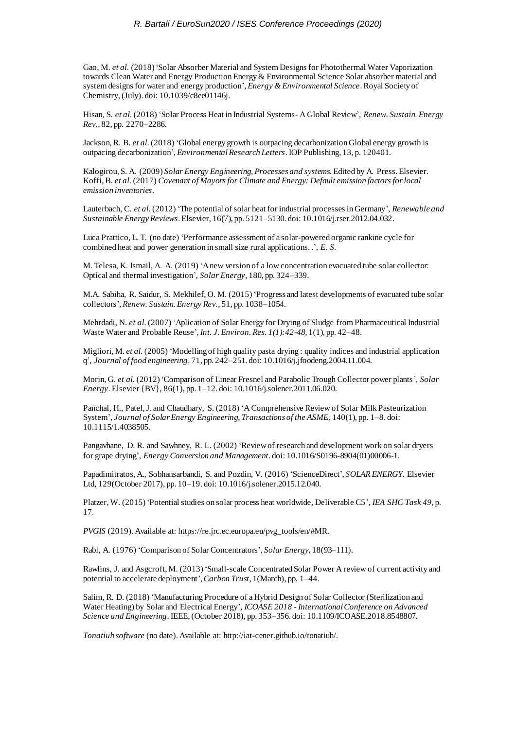Gao, M. *et al.* (2018) 'Solar Absorber Material and System Designs for Photothermal Water Vaporization towards Clean Water and Energy Production Energy & Environmental Science Solar absorber material and system designs for water and energy production', *Energy & Environmental Science*. Royal Society of Chemistry, (July). doi: 10.1039/c8ee01146j.

Hisan, S. *et al.* (2018) 'Solar Process Heat in Industrial Systems- A Global Review', *Renew. Sustain. Energy Rev.*, 82, pp. 2270–2286.

Jackson, R. B. *et al.* (2018) 'Global energy growth is outpacing decarbonization Global energy growth is outpacing decarbonization', *Environmental Research Letters*. IOP Publishing, 13, p. 120401.

Kalogirou, S. A. (2009) *Solar Energy Engineering, Processes and systems.* Edited by A. Press. Elsevier.
Koffi, B. *et al.* (2017) *Covenant of Mayors for Climate and Energy: Default emission factors for local emission inventories*.

Lauterbach, C. *et al.* (2012) 'The potential of solar heat for industrial processes in Germany', *Renewable and Sustainable Energy Reviews*. Elsevier, 16(7), pp. 5121–5130. doi: 10.1016/j.rser.2012.04.032.

Luca Prattico, L. T. (no date) 'Performance assessment of a solar-powered organic rankine cycle for combined heat and power generation in small size rural applications. .', *E. S.*

M. Telesa, K. Ismail, A. A. (2019) 'A new version of a low concentration evacuated tube solar collector: Optical and thermal investigation', *Solar Energy*, 180, pp. 324–339.

M.A. Sabiha, R. Saidur, S. Mekhilef, O. M. (2015) 'Progress and latest developments of evacuated tube solar collectors', *Renew. Sustain. Energy Rev.*, 51, pp. 1038–1054.

Mehrdadi, N. *et al.* (2007) 'Aplication of Solar Energy for Drying of Sludge from Pharmaceutical Industrial Waste Water and Probable Reuse', *Int. J. Environ. Res. 1(1):42-48*, 1(1), pp. 42–48.

Migliori, M. *et al.* (2005) 'Modelling of high quality pasta drying : quality indices and industrial application q', *Journal of food engineering*, 71, pp. 242–251. doi: 10.1016/j.jfoodeng.2004.11.004.

Morin, G. *et al.* (2012) 'Comparison of Linear Fresnel and Parabolic Trough Collector power plants', *Solar Energy*. Elsevier {BV}, 86(1), pp. 1–12. doi: 10.1016/j.solener.2011.06.020.

Panchal, H., Patel, J. and Chaudhary, S. (2018) 'A Comprehensive Review of Solar Milk Pasteurization System', *Journal of Solar Energy Engineering, Transactions of the ASME*, 140(1), pp. 1–8. doi: 10.1115/1.4038505.

Pangavhane, D. R. and Sawhney, R. L. (2002) 'Review of research and development work on solar dryers for grape drying', *Energy Conversion and Management*. doi: 10.1016/S0196-8904(01)00006-1.

Papadimitratos, A., Sobhansarbandi, S. and Pozdin, V. (2016) 'ScienceDirect', *SOLAR ENERGY*. Elsevier Ltd, 129(October 2017), pp. 10–19. doi: 10.1016/j.solener.2015.12.040.

Platzer, W. (2015) 'Potential studies on solar process heat worldwide, Deliverable C5', *IEA SHC Task 49*, p. 17.

*PVGIS* (2019). Available at: https://re.jrc.ec.europa.eu/pvg_tools/en/#MR.

Rabl, A. (1976) 'Comparison of Solar Concentrators', *Solar Energy*, 18(93–111).

Rawlins, J. and Asgcroft, M. (2013) 'Small-scale Concentrated Solar Power A review of current activity and potential to accelerate deployment', *Carbon Trust*, 1(March), pp. 1–44.

Salim, R. D. (2018) 'Manufacturing Procedure of a Hybrid Design of Solar Collector (Sterilization and Water Heating) by Solar and Electrical Energy', *ICOASE 2018 - International Conference on Advanced Science and Engineering*. IEEE, (October 2018), pp. 353–356. doi: 10.1109/ICOASE.2018.8548807.

*Tonatiuh software* (no date). Available at: http://iat-cener.github.io/tonatiuh/.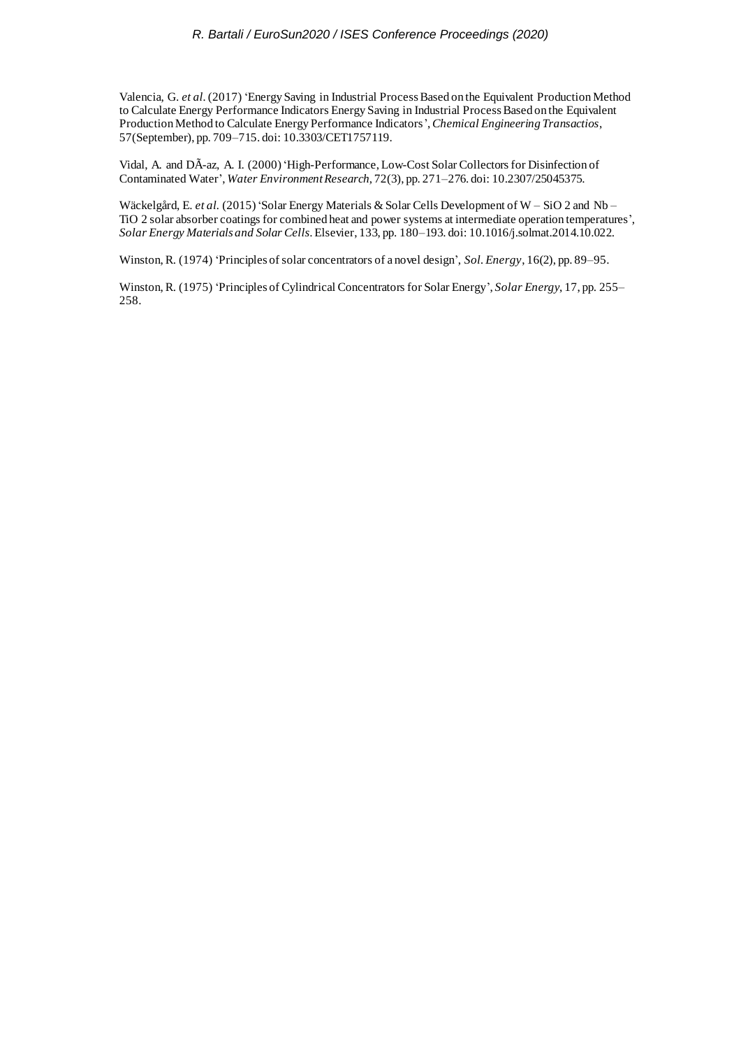Valencia, G. *et al*. (2017) 'Energy Saving in Industrial Process Based on the Equivalent Production Method to Calculate Energy Performance Indicators Energy Saving in Industrial Process Based on the Equivalent Production Method to Calculate Energy Performance Indicators', *Chemical Engineering Transactios*, 57(September), pp. 709–715. doi: 10.3303/CET1757119.

Vidal, A. and DÃ­az, A. I. (2000) 'High-Performance, Low-Cost Solar Collectors for Disinfection of Contaminated Water', *Water Environment Research*, 72(3), pp. 271–276. doi: 10.2307/25045375.

Wäckelgård, E. *et al*. (2015) 'Solar Energy Materials & Solar Cells Development of W – SiO 2 and Nb – TiO 2 solar absorber coatings for combined heat and power systems at intermediate operation temperatures', *Solar Energy Materials and Solar Cells*. Elsevier, 133, pp. 180–193. doi: 10.1016/j.solmat.2014.10.022.

Winston, R. (1974) 'Principles of solar concentrators of a novel design', *Sol. Energy*, 16(2), pp. 89–95.

Winston, R. (1975) 'Principles of Cylindrical Concentrators for Solar Energy', *Solar Energy*, 17, pp. 255–258.